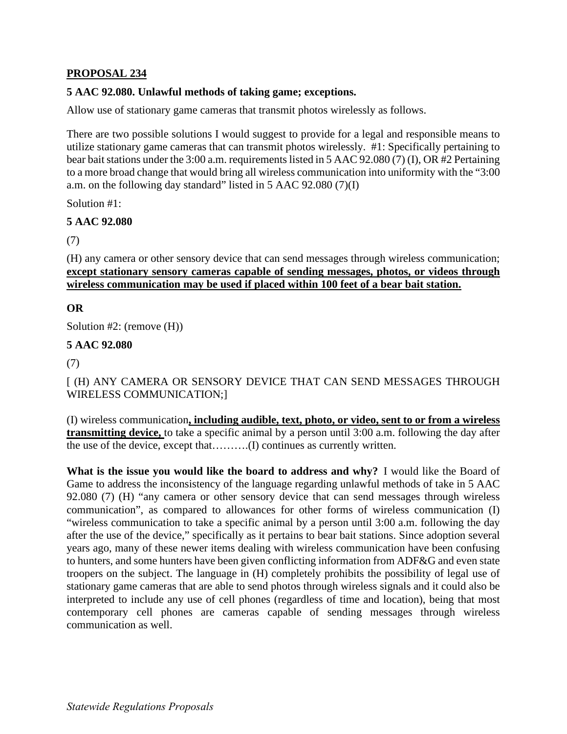**PROPOSAL 234**

**5 AAC 92.080. Unlawful methods of taking game; exceptions.**

Allow use of stationary game cameras that transmit photos wirelessly as follows.

There are two possible solutions I would suggest to provide for a legal and responsible means to utilize stationary game cameras that can transmit photos wirelessly. #1: Specifically pertaining to bear bait stations under the 3:00 a.m. requirements listed in 5 AAC 92.080 (7) (I), OR #2 Pertaining to a more broad change that would bring all wireless communication into uniformity with the "3:00 a.m. on the following day standard" listed in 5 AAC 92.080 (7)(I)

Solution #1:

**5 AAC 92.080**

(7)

(H) any camera or other sensory device that can send messages through wireless communication; <u>**except stationary sensory cameras capable of sending messages, photos, or videos through wireless communication may be used if placed within 100 feet of a bear bait station.**</u>

**OR**

Solution #2: (remove (H))

**5 AAC 92.080**

(7)

[ (H) ANY CAMERA OR SENSORY DEVICE THAT CAN SEND MESSAGES THROUGH WIRELESS COMMUNICATION;]

(I) wireless communication<u>**, including audible, text, photo, or video, sent to or from a wireless transmitting device,**</u> to take a specific animal by a person until 3:00 a.m. following the day after the use of the device, except that……….(I) continues as currently written.

**What is the issue you would like the board to address and why?** I would like the Board of Game to address the inconsistency of the language regarding unlawful methods of take in 5 AAC 92.080 (7) (H) "any camera or other sensory device that can send messages through wireless communication", as compared to allowances for other forms of wireless communication (I) "wireless communication to take a specific animal by a person until 3:00 a.m. following the day after the use of the device," specifically as it pertains to bear bait stations. Since adoption several years ago, many of these newer items dealing with wireless communication have been confusing to hunters, and some hunters have been given conflicting information from ADF&G and even state troopers on the subject. The language in (H) completely prohibits the possibility of legal use of stationary game cameras that are able to send photos through wireless signals and it could also be interpreted to include any use of cell phones (regardless of time and location), being that most contemporary cell phones are cameras capable of sending messages through wireless communication as well.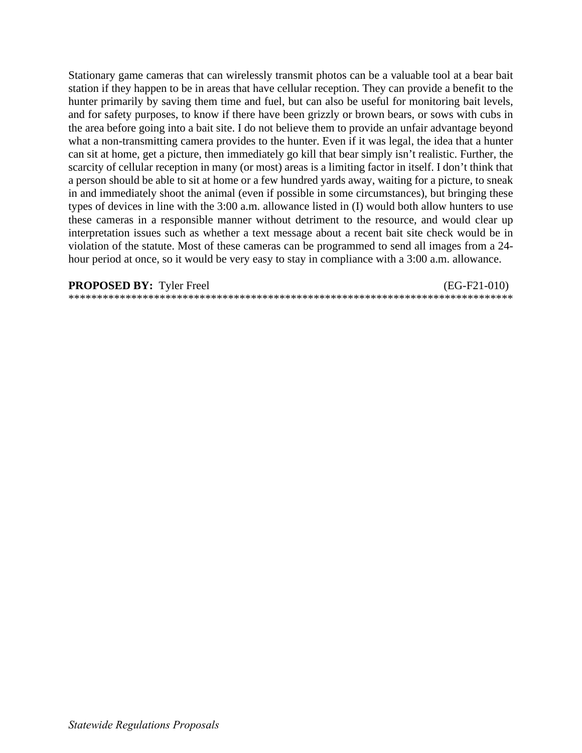Stationary game cameras that can wirelessly transmit photos can be a valuable tool at a bear bait station if they happen to be in areas that have cellular reception. They can provide a benefit to the hunter primarily by saving them time and fuel, but can also be useful for monitoring bait levels, and for safety purposes, to know if there have been grizzly or brown bears, or sows with cubs in the area before going into a bait site. I do not believe them to provide an unfair advantage beyond what a non-transmitting camera provides to the hunter. Even if it was legal, the idea that a hunter can sit at home, get a picture, then immediately go kill that bear simply isn't realistic. Further, the scarcity of cellular reception in many (or most) areas is a limiting factor in itself. I don't think that a person should be able to sit at home or a few hundred yards away, waiting for a picture, to sneak in and immediately shoot the animal (even if possible in some circumstances), but bringing these types of devices in line with the 3:00 a.m. allowance listed in (I) would both allow hunters to use these cameras in a responsible manner without detriment to the resource, and would clear up interpretation issues such as whether a text message about a recent bait site check would be in violation of the statute. Most of these cameras can be programmed to send all images from a 24-hour period at once, so it would be very easy to stay in compliance with a 3:00 a.m. allowance.

**PROPOSED BY:** Tyler Freel (EG-F21-010)

******************************************************************************